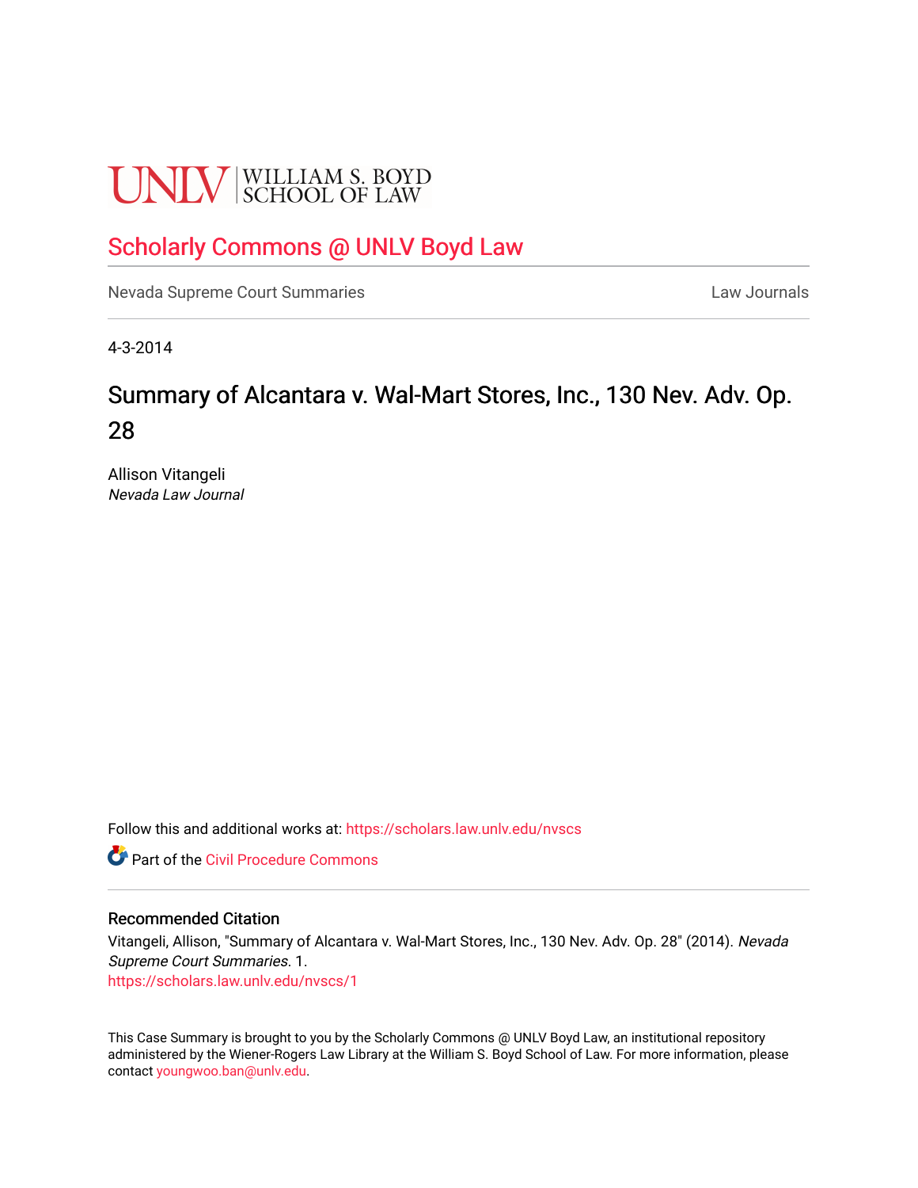UNLV | WILLIAM S. BOYD SCHOOL OF LAW

## Scholarly Commons @ UNLV Boyd Law

Nevada Supreme Court Summaries | Law Journals

4-3-2014

# Summary of Alcantara v. Wal-Mart Stores, Inc., 130 Nev. Adv. Op. 28

Allison Vitangeli
*Nevada Law Journal*

Follow this and additional works at: https://scholars.law.unlv.edu/nvscs

Part of the Civil Procedure Commons

### Recommended Citation

Vitangeli, Allison, "Summary of Alcantara v. Wal-Mart Stores, Inc., 130 Nev. Adv. Op. 28" (2014). *Nevada Supreme Court Summaries*. 1.
https://scholars.law.unlv.edu/nvscs/1

This Case Summary is brought to you by the Scholarly Commons @ UNLV Boyd Law, an institutional repository administered by the Wiener-Rogers Law Library at the William S. Boyd School of Law. For more information, please contact youngwoo.ban@unlv.edu.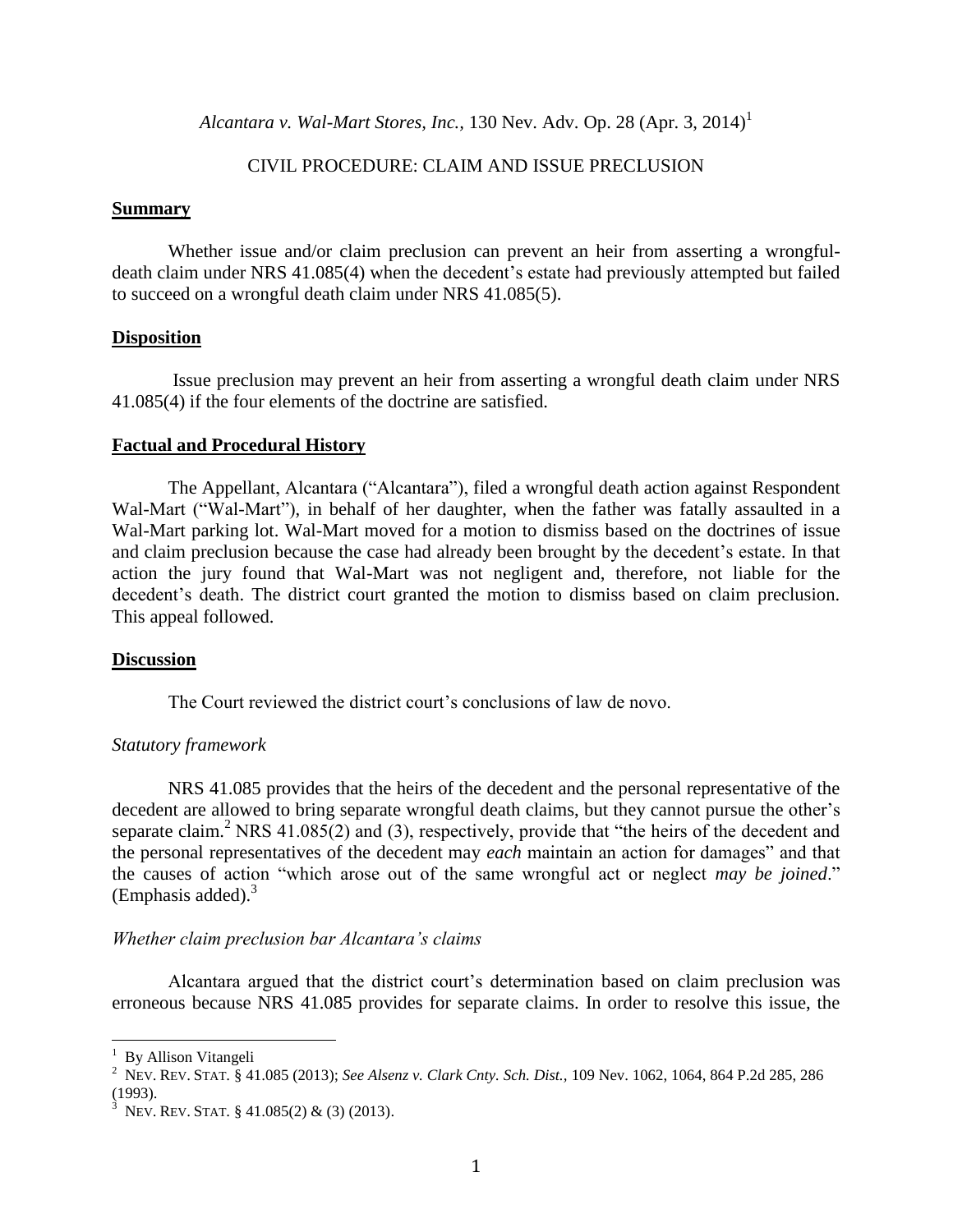*Alcantara v. Wal-Mart Stores, Inc.*, 130 Nev. Adv. Op. 28 (Apr. 3, 2014)[1]

CIVIL PROCEDURE: CLAIM AND ISSUE PRECLUSION

## Summary

Whether issue and/or claim preclusion can prevent an heir from asserting a wrongful-death claim under NRS 41.085(4) when the decedent's estate had previously attempted but failed to succeed on a wrongful death claim under NRS 41.085(5).

## Disposition

Issue preclusion may prevent an heir from asserting a wrongful death claim under NRS 41.085(4) if the four elements of the doctrine are satisfied.

## Factual and Procedural History

The Appellant, Alcantara ("Alcantara"), filed a wrongful death action against Respondent Wal-Mart ("Wal-Mart"), in behalf of her daughter, when the father was fatally assaulted in a Wal-Mart parking lot. Wal-Mart moved for a motion to dismiss based on the doctrines of issue and claim preclusion because the case had already been brought by the decedent's estate. In that action the jury found that Wal-Mart was not negligent and, therefore, not liable for the decedent's death. The district court granted the motion to dismiss based on claim preclusion. This appeal followed.

## Discussion

The Court reviewed the district court's conclusions of law de novo.

### *Statutory framework*

NRS 41.085 provides that the heirs of the decedent and the personal representative of the decedent are allowed to bring separate wrongful death claims, but they cannot pursue the other's separate claim.[2] NRS 41.085(2) and (3), respectively, provide that "the heirs of the decedent and the personal representatives of the decedent may *each* maintain an action for damages" and that the causes of action "which arose out of the same wrongful act or neglect *may be joined*." (Emphasis added).[3]

### *Whether claim preclusion bar Alcantara's claims*

Alcantara argued that the district court's determination based on claim preclusion was erroneous because NRS 41.085 provides for separate claims. In order to resolve this issue, the

---

[1] By Allison Vitangeli

[2] NEV. REV. STAT. § 41.085 (2013); *See Alsenz v. Clark Cnty. Sch. Dist.*, 109 Nev. 1062, 1064, 864 P.2d 285, 286 (1993).

[3] NEV. REV. STAT. § 41.085(2) & (3) (2013).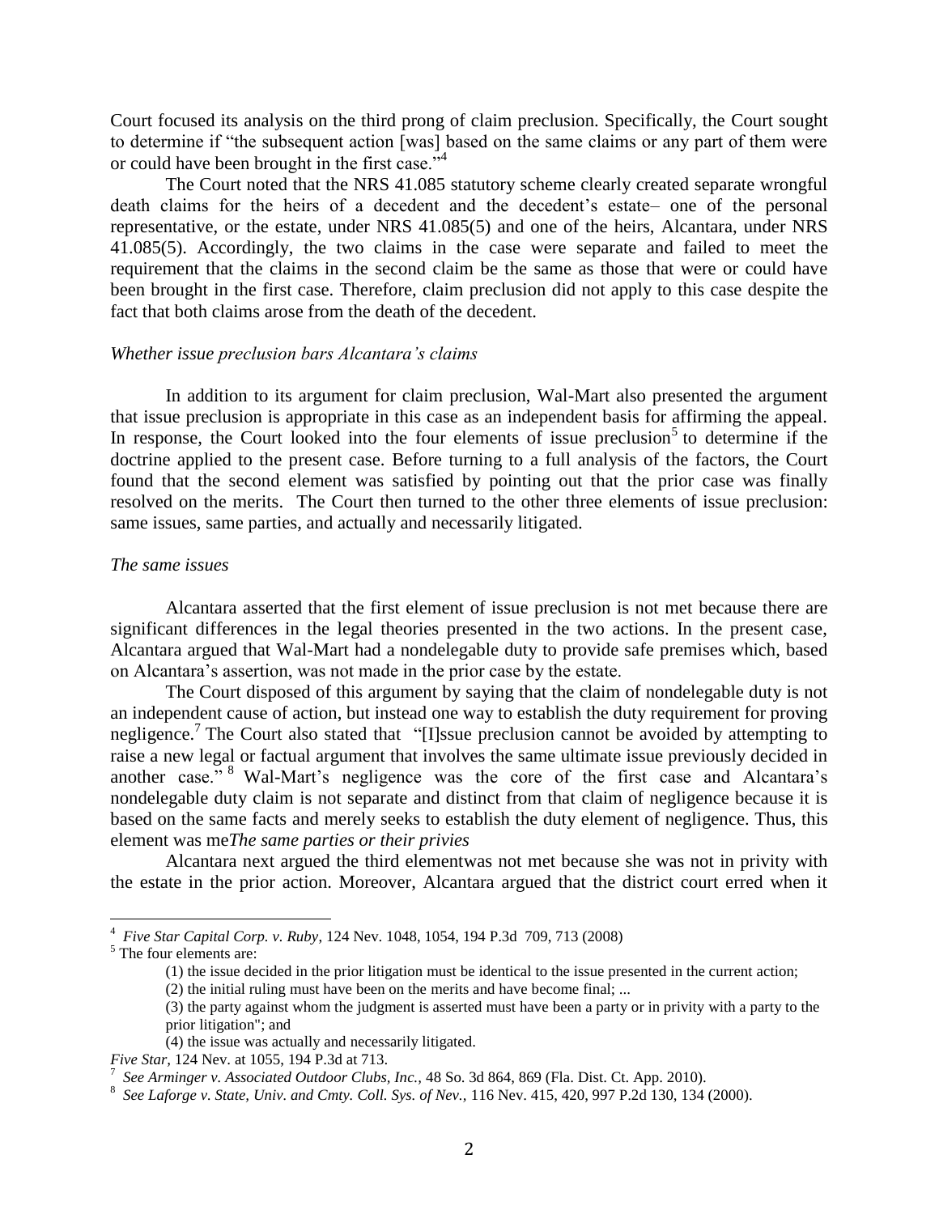Court focused its analysis on the third prong of claim preclusion. Specifically, the Court sought to determine if "the subsequent action [was] based on the same claims or any part of them were or could have been brought in the first case."[4]

The Court noted that the NRS 41.085 statutory scheme clearly created separate wrongful death claims for the heirs of a decedent and the decedent's estate– one of the personal representative, or the estate, under NRS 41.085(5) and one of the heirs, Alcantara, under NRS 41.085(5). Accordingly, the two claims in the case were separate and failed to meet the requirement that the claims in the second claim be the same as those that were or could have been brought in the first case. Therefore, claim preclusion did not apply to this case despite the fact that both claims arose from the death of the decedent.

*Whether issue preclusion bars Alcantara's claims*

In addition to its argument for claim preclusion, Wal-Mart also presented the argument that issue preclusion is appropriate in this case as an independent basis for affirming the appeal. In response, the Court looked into the four elements of issue preclusion[5] to determine if the doctrine applied to the present case. Before turning to a full analysis of the factors, the Court found that the second element was satisfied by pointing out that the prior case was finally resolved on the merits. The Court then turned to the other three elements of issue preclusion: same issues, same parties, and actually and necessarily litigated.

*The same issues*

Alcantara asserted that the first element of issue preclusion is not met because there are significant differences in the legal theories presented in the two actions. In the present case, Alcantara argued that Wal-Mart had a nondelegable duty to provide safe premises which, based on Alcantara's assertion, was not made in the prior case by the estate.

The Court disposed of this argument by saying that the claim of nondelegable duty is not an independent cause of action, but instead one way to establish the duty requirement for proving negligence.[7] The Court also stated that "[I]ssue preclusion cannot be avoided by attempting to raise a new legal or factual argument that involves the same ultimate issue previously decided in another case."[8] Wal-Mart's negligence was the core of the first case and Alcantara's nondelegable duty claim is not separate and distinct from that claim of negligence because it is based on the same facts and merely seeks to establish the duty element of negligence. Thus, this element was me*The same parties or their privies*

Alcantara next argued the third elementwas not met because she was not in privity with the estate in the prior action. Moreover, Alcantara argued that the district court erred when it

---

[4] *Five Star Capital Corp. v. Ruby*, 124 Nev. 1048, 1054, 194 P.3d 709, 713 (2008)

[5] The four elements are:

(1) the issue decided in the prior litigation must be identical to the issue presented in the current action;

(2) the initial ruling must have been on the merits and have become final; ...

(3) the party against whom the judgment is asserted must have been a party or in privity with a party to the prior litigation"; and

(4) the issue was actually and necessarily litigated.

*Five Star*, 124 Nev. at 1055, 194 P.3d at 713.

[7] *See Arminger v. Associated Outdoor Clubs, Inc.*, 48 So. 3d 864, 869 (Fla. Dist. Ct. App. 2010).

[8] *See Laforge v. State, Univ. and Cmty. Coll. Sys. of Nev.*, 116 Nev. 415, 420, 997 P.2d 130, 134 (2000).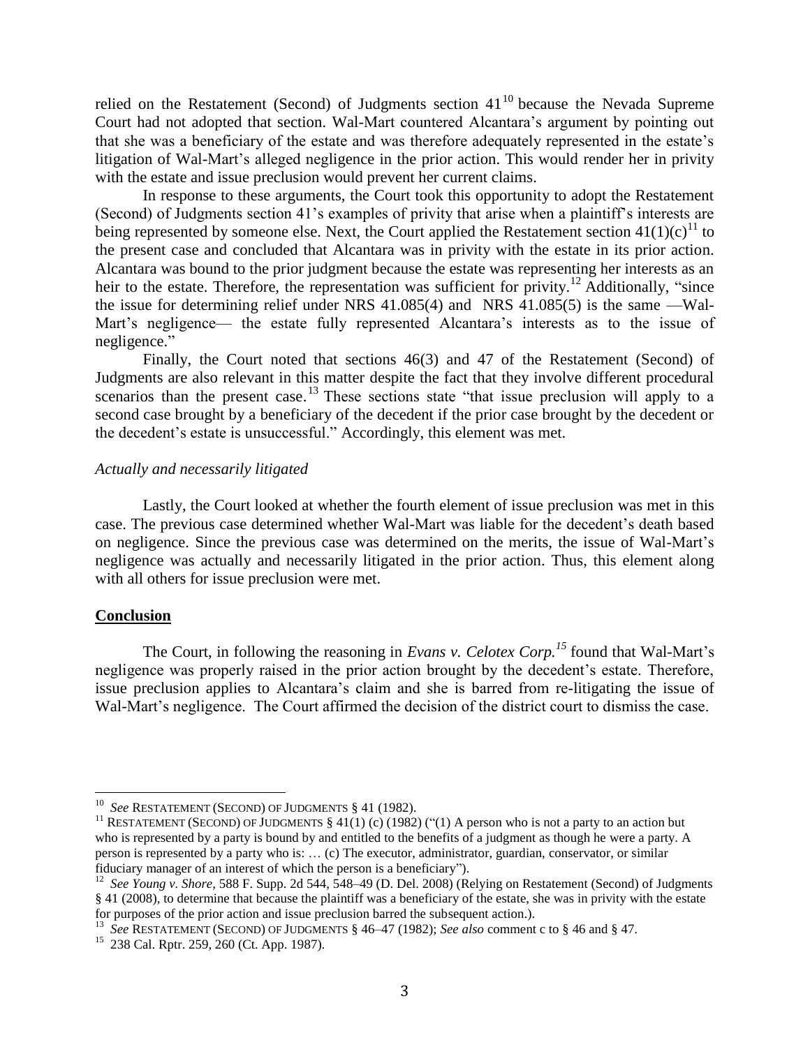relied on the Restatement (Second) of Judgments section 41[10] because the Nevada Supreme Court had not adopted that section. Wal-Mart countered Alcantara's argument by pointing out that she was a beneficiary of the estate and was therefore adequately represented in the estate's litigation of Wal-Mart's alleged negligence in the prior action. This would render her in privity with the estate and issue preclusion would prevent her current claims.

In response to these arguments, the Court took this opportunity to adopt the Restatement (Second) of Judgments section 41's examples of privity that arise when a plaintiff's interests are being represented by someone else. Next, the Court applied the Restatement section 41(1)(c)[11] to the present case and concluded that Alcantara was in privity with the estate in its prior action. Alcantara was bound to the prior judgment because the estate was representing her interests as an heir to the estate. Therefore, the representation was sufficient for privity.[12] Additionally, "since the issue for determining relief under NRS 41.085(4) and NRS 41.085(5) is the same —Wal-Mart's negligence— the estate fully represented Alcantara's interests as to the issue of negligence."

Finally, the Court noted that sections 46(3) and 47 of the Restatement (Second) of Judgments are also relevant in this matter despite the fact that they involve different procedural scenarios than the present case.[13] These sections state "that issue preclusion will apply to a second case brought by a beneficiary of the decedent if the prior case brought by the decedent or the decedent's estate is unsuccessful." Accordingly, this element was met.

*Actually and necessarily litigated*

Lastly, the Court looked at whether the fourth element of issue preclusion was met in this case. The previous case determined whether Wal-Mart was liable for the decedent's death based on negligence. Since the previous case was determined on the merits, the issue of Wal-Mart's negligence was actually and necessarily litigated in the prior action. Thus, this element along with all others for issue preclusion were met.

## **Conclusion**

The Court, in following the reasoning in *Evans v. Celotex Corp.*[15] found that Wal-Mart's negligence was properly raised in the prior action brought by the decedent's estate. Therefore, issue preclusion applies to Alcantara's claim and she is barred from re-litigating the issue of Wal-Mart's negligence. The Court affirmed the decision of the district court to dismiss the case.

---

[10] *See* RESTATEMENT (SECOND) OF JUDGMENTS § 41 (1982).

[11] RESTATEMENT (SECOND) OF JUDGMENTS § 41(1) (c) (1982) ("(1) A person who is not a party to an action but who is represented by a party is bound by and entitled to the benefits of a judgment as though he were a party. A person is represented by a party who is: … (c) The executor, administrator, guardian, conservator, or similar fiduciary manager of an interest of which the person is a beneficiary").

[12] *See Young v. Shore*, 588 F. Supp. 2d 544, 548–49 (D. Del. 2008) (Relying on Restatement (Second) of Judgments § 41 (2008), to determine that because the plaintiff was a beneficiary of the estate, she was in privity with the estate for purposes of the prior action and issue preclusion barred the subsequent action.).

[13] *See* RESTATEMENT (SECOND) OF JUDGMENTS § 46–47 (1982); *See also* comment c to § 46 and § 47.

[15] 238 Cal. Rptr. 259, 260 (Ct. App. 1987).